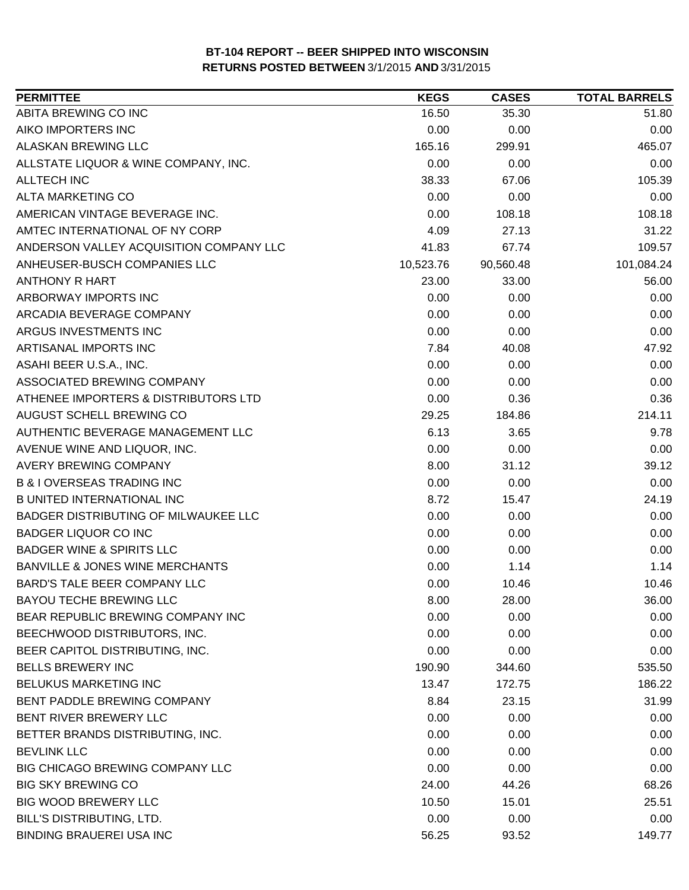**BT-104 REPORT -- BEER SHIPPED INTO WISCONSIN**
**RETURNS POSTED BETWEEN 3/1/2015 AND 3/31/2015**

| PERMITTEE | KEGS | CASES | TOTAL BARRELS |
|---|---|---|---|
| ABITA BREWING CO INC | 16.50 | 35.30 | 51.80 |
| AIKO IMPORTERS INC | 0.00 | 0.00 | 0.00 |
| ALASKAN BREWING LLC | 165.16 | 299.91 | 465.07 |
| ALLSTATE LIQUOR & WINE COMPANY, INC. | 0.00 | 0.00 | 0.00 |
| ALLTECH INC | 38.33 | 67.06 | 105.39 |
| ALTA MARKETING CO | 0.00 | 0.00 | 0.00 |
| AMERICAN VINTAGE BEVERAGE INC. | 0.00 | 108.18 | 108.18 |
| AMTEC INTERNATIONAL OF NY CORP | 4.09 | 27.13 | 31.22 |
| ANDERSON VALLEY ACQUISITION COMPANY LLC | 41.83 | 67.74 | 109.57 |
| ANHEUSER-BUSCH COMPANIES LLC | 10,523.76 | 90,560.48 | 101,084.24 |
| ANTHONY R HART | 23.00 | 33.00 | 56.00 |
| ARBORWAY IMPORTS INC | 0.00 | 0.00 | 0.00 |
| ARCADIA BEVERAGE COMPANY | 0.00 | 0.00 | 0.00 |
| ARGUS INVESTMENTS INC | 0.00 | 0.00 | 0.00 |
| ARTISANAL IMPORTS INC | 7.84 | 40.08 | 47.92 |
| ASAHI BEER U.S.A., INC. | 0.00 | 0.00 | 0.00 |
| ASSOCIATED BREWING COMPANY | 0.00 | 0.00 | 0.00 |
| ATHENEE IMPORTERS & DISTRIBUTORS LTD | 0.00 | 0.36 | 0.36 |
| AUGUST SCHELL BREWING CO | 29.25 | 184.86 | 214.11 |
| AUTHENTIC BEVERAGE MANAGEMENT LLC | 6.13 | 3.65 | 9.78 |
| AVENUE WINE AND LIQUOR, INC. | 0.00 | 0.00 | 0.00 |
| AVERY BREWING COMPANY | 8.00 | 31.12 | 39.12 |
| B & I OVERSEAS TRADING INC | 0.00 | 0.00 | 0.00 |
| B UNITED INTERNATIONAL INC | 8.72 | 15.47 | 24.19 |
| BADGER DISTRIBUTING OF MILWAUKEE LLC | 0.00 | 0.00 | 0.00 |
| BADGER LIQUOR CO INC | 0.00 | 0.00 | 0.00 |
| BADGER WINE & SPIRITS LLC | 0.00 | 0.00 | 0.00 |
| BANVILLE & JONES WINE MERCHANTS | 0.00 | 1.14 | 1.14 |
| BARD'S TALE BEER COMPANY LLC | 0.00 | 10.46 | 10.46 |
| BAYOU TECHE BREWING LLC | 8.00 | 28.00 | 36.00 |
| BEAR REPUBLIC BREWING COMPANY INC | 0.00 | 0.00 | 0.00 |
| BEECHWOOD DISTRIBUTORS, INC. | 0.00 | 0.00 | 0.00 |
| BEER CAPITOL DISTRIBUTING, INC. | 0.00 | 0.00 | 0.00 |
| BELLS BREWERY INC | 190.90 | 344.60 | 535.50 |
| BELUKUS MARKETING INC | 13.47 | 172.75 | 186.22 |
| BENT PADDLE BREWING COMPANY | 8.84 | 23.15 | 31.99 |
| BENT RIVER BREWERY LLC | 0.00 | 0.00 | 0.00 |
| BETTER BRANDS DISTRIBUTING, INC. | 0.00 | 0.00 | 0.00 |
| BEVLINK LLC | 0.00 | 0.00 | 0.00 |
| BIG CHICAGO BREWING COMPANY LLC | 0.00 | 0.00 | 0.00 |
| BIG SKY BREWING CO | 24.00 | 44.26 | 68.26 |
| BIG WOOD BREWERY LLC | 10.50 | 15.01 | 25.51 |
| BILL'S DISTRIBUTING, LTD. | 0.00 | 0.00 | 0.00 |
| BINDING BRAUEREI USA INC | 56.25 | 93.52 | 149.77 |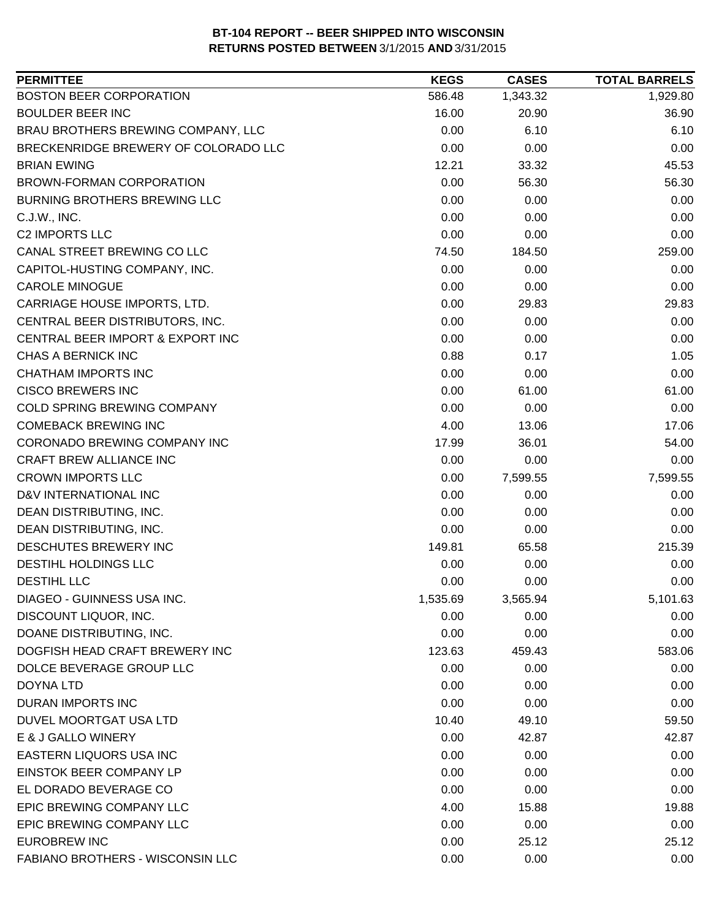**BT-104 REPORT -- BEER SHIPPED INTO WISCONSIN**
**RETURNS POSTED BETWEEN 3/1/2015 AND 3/31/2015**

| PERMITTEE | KEGS | CASES | TOTAL BARRELS |
|---|---|---|---|
| BOSTON BEER CORPORATION | 586.48 | 1,343.32 | 1,929.80 |
| BOULDER BEER INC | 16.00 | 20.90 | 36.90 |
| BRAU BROTHERS BREWING COMPANY, LLC | 0.00 | 6.10 | 6.10 |
| BRECKENRIDGE BREWERY OF COLORADO LLC | 0.00 | 0.00 | 0.00 |
| BRIAN EWING | 12.21 | 33.32 | 45.53 |
| BROWN-FORMAN CORPORATION | 0.00 | 56.30 | 56.30 |
| BURNING BROTHERS BREWING LLC | 0.00 | 0.00 | 0.00 |
| C.J.W., INC. | 0.00 | 0.00 | 0.00 |
| C2 IMPORTS LLC | 0.00 | 0.00 | 0.00 |
| CANAL STREET BREWING CO LLC | 74.50 | 184.50 | 259.00 |
| CAPITOL-HUSTING COMPANY, INC. | 0.00 | 0.00 | 0.00 |
| CAROLE MINOGUE | 0.00 | 0.00 | 0.00 |
| CARRIAGE HOUSE IMPORTS, LTD. | 0.00 | 29.83 | 29.83 |
| CENTRAL BEER DISTRIBUTORS, INC. | 0.00 | 0.00 | 0.00 |
| CENTRAL BEER IMPORT & EXPORT INC | 0.00 | 0.00 | 0.00 |
| CHAS A BERNICK INC | 0.88 | 0.17 | 1.05 |
| CHATHAM IMPORTS INC | 0.00 | 0.00 | 0.00 |
| CISCO BREWERS INC | 0.00 | 61.00 | 61.00 |
| COLD SPRING BREWING COMPANY | 0.00 | 0.00 | 0.00 |
| COMEBACK BREWING INC | 4.00 | 13.06 | 17.06 |
| CORONADO BREWING COMPANY INC | 17.99 | 36.01 | 54.00 |
| CRAFT BREW ALLIANCE INC | 0.00 | 0.00 | 0.00 |
| CROWN IMPORTS LLC | 0.00 | 7,599.55 | 7,599.55 |
| D&V INTERNATIONAL INC | 0.00 | 0.00 | 0.00 |
| DEAN DISTRIBUTING, INC. | 0.00 | 0.00 | 0.00 |
| DEAN DISTRIBUTING, INC. | 0.00 | 0.00 | 0.00 |
| DESCHUTES BREWERY INC | 149.81 | 65.58 | 215.39 |
| DESTIHL HOLDINGS LLC | 0.00 | 0.00 | 0.00 |
| DESTIHL LLC | 0.00 | 0.00 | 0.00 |
| DIAGEO - GUINNESS USA INC. | 1,535.69 | 3,565.94 | 5,101.63 |
| DISCOUNT LIQUOR, INC. | 0.00 | 0.00 | 0.00 |
| DOANE DISTRIBUTING, INC. | 0.00 | 0.00 | 0.00 |
| DOGFISH HEAD CRAFT BREWERY INC | 123.63 | 459.43 | 583.06 |
| DOLCE BEVERAGE GROUP LLC | 0.00 | 0.00 | 0.00 |
| DOYNA LTD | 0.00 | 0.00 | 0.00 |
| DURAN IMPORTS INC | 0.00 | 0.00 | 0.00 |
| DUVEL MOORTGAT USA LTD | 10.40 | 49.10 | 59.50 |
| E & J GALLO WINERY | 0.00 | 42.87 | 42.87 |
| EASTERN LIQUORS USA INC | 0.00 | 0.00 | 0.00 |
| EINSTOK BEER COMPANY LP | 0.00 | 0.00 | 0.00 |
| EL DORADO BEVERAGE CO | 0.00 | 0.00 | 0.00 |
| EPIC BREWING COMPANY LLC | 4.00 | 15.88 | 19.88 |
| EPIC BREWING COMPANY LLC | 0.00 | 0.00 | 0.00 |
| EUROBREW INC | 0.00 | 25.12 | 25.12 |
| FABIANO BROTHERS - WISCONSIN LLC | 0.00 | 0.00 | 0.00 |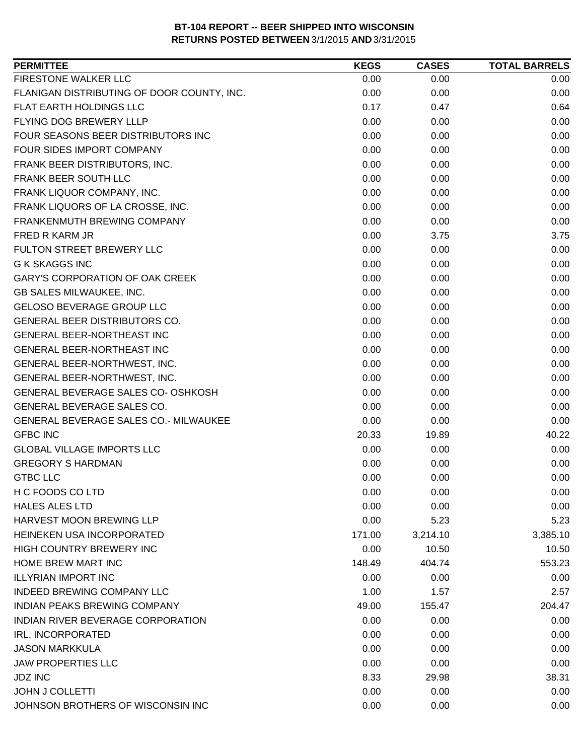**BT-104 REPORT -- BEER SHIPPED INTO WISCONSIN**
**RETURNS POSTED BETWEEN** 3/1/2015 **AND** 3/31/2015

| PERMITTEE | KEGS | CASES | TOTAL BARRELS |
|---|---|---|---|
| FIRESTONE WALKER LLC | 0.00 | 0.00 | 0.00 |
| FLANIGAN DISTRIBUTING OF DOOR COUNTY, INC. | 0.00 | 0.00 | 0.00 |
| FLAT EARTH HOLDINGS LLC | 0.17 | 0.47 | 0.64 |
| FLYING DOG BREWERY LLLP | 0.00 | 0.00 | 0.00 |
| FOUR SEASONS BEER DISTRIBUTORS INC | 0.00 | 0.00 | 0.00 |
| FOUR SIDES IMPORT COMPANY | 0.00 | 0.00 | 0.00 |
| FRANK BEER DISTRIBUTORS, INC. | 0.00 | 0.00 | 0.00 |
| FRANK BEER SOUTH LLC | 0.00 | 0.00 | 0.00 |
| FRANK LIQUOR COMPANY, INC. | 0.00 | 0.00 | 0.00 |
| FRANK LIQUORS OF LA CROSSE, INC. | 0.00 | 0.00 | 0.00 |
| FRANKENMUTH BREWING COMPANY | 0.00 | 0.00 | 0.00 |
| FRED R KARM JR | 0.00 | 3.75 | 3.75 |
| FULTON STREET BREWERY LLC | 0.00 | 0.00 | 0.00 |
| G K SKAGGS INC | 0.00 | 0.00 | 0.00 |
| GARY'S CORPORATION OF OAK CREEK | 0.00 | 0.00 | 0.00 |
| GB SALES MILWAUKEE, INC. | 0.00 | 0.00 | 0.00 |
| GELOSO BEVERAGE GROUP LLC | 0.00 | 0.00 | 0.00 |
| GENERAL BEER DISTRIBUTORS CO. | 0.00 | 0.00 | 0.00 |
| GENERAL BEER-NORTHEAST INC | 0.00 | 0.00 | 0.00 |
| GENERAL BEER-NORTHEAST INC | 0.00 | 0.00 | 0.00 |
| GENERAL BEER-NORTHWEST, INC. | 0.00 | 0.00 | 0.00 |
| GENERAL BEER-NORTHWEST, INC. | 0.00 | 0.00 | 0.00 |
| GENERAL BEVERAGE SALES CO- OSHKOSH | 0.00 | 0.00 | 0.00 |
| GENERAL BEVERAGE SALES CO. | 0.00 | 0.00 | 0.00 |
| GENERAL BEVERAGE SALES CO.- MILWAUKEE | 0.00 | 0.00 | 0.00 |
| GFBC INC | 20.33 | 19.89 | 40.22 |
| GLOBAL VILLAGE IMPORTS LLC | 0.00 | 0.00 | 0.00 |
| GREGORY S HARDMAN | 0.00 | 0.00 | 0.00 |
| GTBC LLC | 0.00 | 0.00 | 0.00 |
| H C FOODS CO LTD | 0.00 | 0.00 | 0.00 |
| HALES ALES LTD | 0.00 | 0.00 | 0.00 |
| HARVEST MOON BREWING LLP | 0.00 | 5.23 | 5.23 |
| HEINEKEN USA INCORPORATED | 171.00 | 3,214.10 | 3,385.10 |
| HIGH COUNTRY BREWERY INC | 0.00 | 10.50 | 10.50 |
| HOME BREW MART INC | 148.49 | 404.74 | 553.23 |
| ILLYRIAN IMPORT INC | 0.00 | 0.00 | 0.00 |
| INDEED BREWING COMPANY LLC | 1.00 | 1.57 | 2.57 |
| INDIAN PEAKS BREWING COMPANY | 49.00 | 155.47 | 204.47 |
| INDIAN RIVER BEVERAGE CORPORATION | 0.00 | 0.00 | 0.00 |
| IRL, INCORPORATED | 0.00 | 0.00 | 0.00 |
| JASON MARKKULA | 0.00 | 0.00 | 0.00 |
| JAW PROPERTIES LLC | 0.00 | 0.00 | 0.00 |
| JDZ INC | 8.33 | 29.98 | 38.31 |
| JOHN J COLLETTI | 0.00 | 0.00 | 0.00 |
| JOHNSON BROTHERS OF WISCONSIN INC | 0.00 | 0.00 | 0.00 |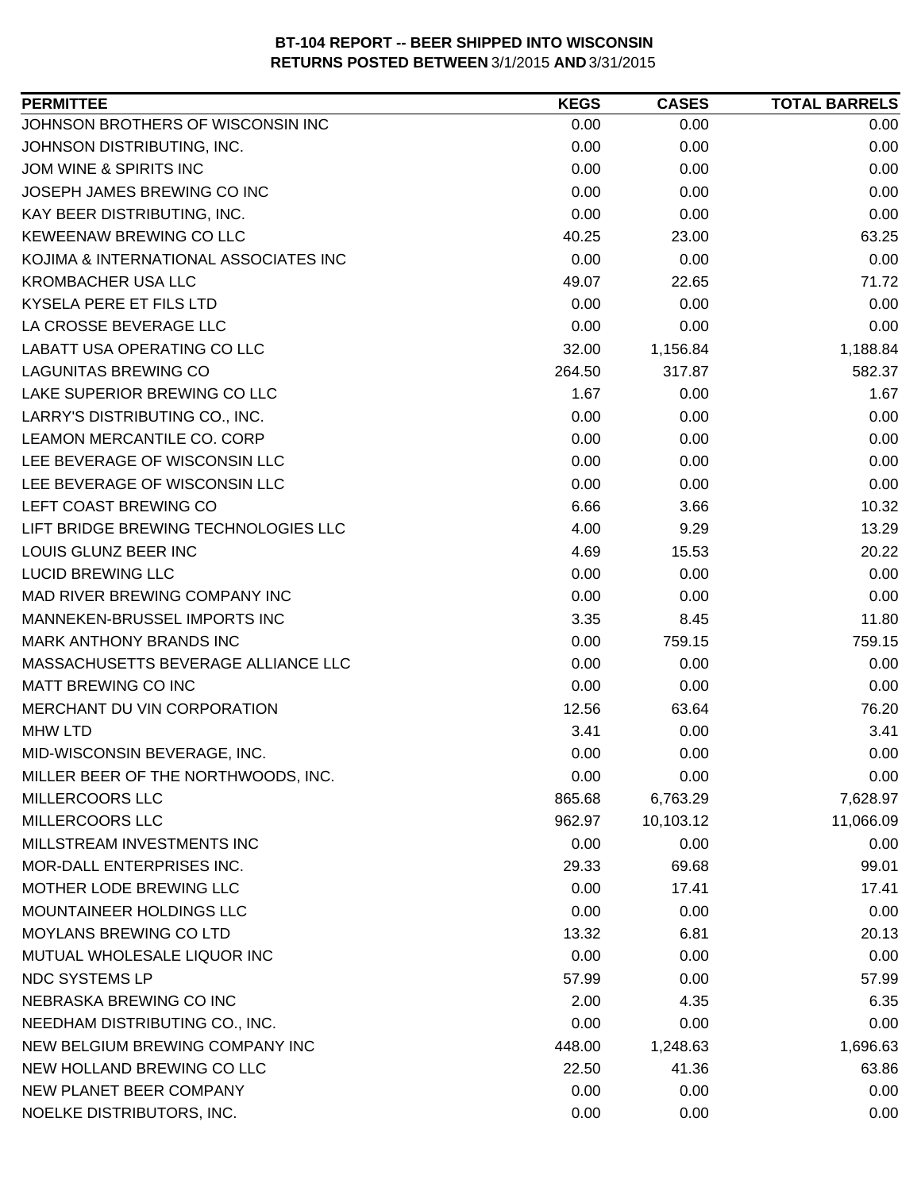**BT-104 REPORT -- BEER SHIPPED INTO WISCONSIN**
**RETURNS POSTED BETWEEN 3/1/2015 AND 3/31/2015**

| PERMITTEE | KEGS | CASES | TOTAL BARRELS |
|---|---|---|---|
| JOHNSON BROTHERS OF WISCONSIN INC | 0.00 | 0.00 | 0.00 |
| JOHNSON DISTRIBUTING, INC. | 0.00 | 0.00 | 0.00 |
| JOM WINE & SPIRITS INC | 0.00 | 0.00 | 0.00 |
| JOSEPH JAMES BREWING CO INC | 0.00 | 0.00 | 0.00 |
| KAY BEER DISTRIBUTING, INC. | 0.00 | 0.00 | 0.00 |
| KEWEENAW BREWING CO LLC | 40.25 | 23.00 | 63.25 |
| KOJIMA & INTERNATIONAL ASSOCIATES INC | 0.00 | 0.00 | 0.00 |
| KROMBACHER USA LLC | 49.07 | 22.65 | 71.72 |
| KYSELA PERE ET FILS LTD | 0.00 | 0.00 | 0.00 |
| LA CROSSE BEVERAGE LLC | 0.00 | 0.00 | 0.00 |
| LABATT USA OPERATING CO LLC | 32.00 | 1,156.84 | 1,188.84 |
| LAGUNITAS BREWING CO | 264.50 | 317.87 | 582.37 |
| LAKE SUPERIOR BREWING CO LLC | 1.67 | 0.00 | 1.67 |
| LARRY'S DISTRIBUTING CO., INC. | 0.00 | 0.00 | 0.00 |
| LEAMON MERCANTILE CO. CORP | 0.00 | 0.00 | 0.00 |
| LEE BEVERAGE OF WISCONSIN LLC | 0.00 | 0.00 | 0.00 |
| LEE BEVERAGE OF WISCONSIN LLC | 0.00 | 0.00 | 0.00 |
| LEFT COAST BREWING CO | 6.66 | 3.66 | 10.32 |
| LIFT BRIDGE BREWING TECHNOLOGIES LLC | 4.00 | 9.29 | 13.29 |
| LOUIS GLUNZ BEER INC | 4.69 | 15.53 | 20.22 |
| LUCID BREWING LLC | 0.00 | 0.00 | 0.00 |
| MAD RIVER BREWING COMPANY INC | 0.00 | 0.00 | 0.00 |
| MANNEKEN-BRUSSEL IMPORTS INC | 3.35 | 8.45 | 11.80 |
| MARK ANTHONY BRANDS INC | 0.00 | 759.15 | 759.15 |
| MASSACHUSETTS BEVERAGE ALLIANCE LLC | 0.00 | 0.00 | 0.00 |
| MATT BREWING CO INC | 0.00 | 0.00 | 0.00 |
| MERCHANT DU VIN CORPORATION | 12.56 | 63.64 | 76.20 |
| MHW LTD | 3.41 | 0.00 | 3.41 |
| MID-WISCONSIN BEVERAGE, INC. | 0.00 | 0.00 | 0.00 |
| MILLER BEER OF THE NORTHWOODS, INC. | 0.00 | 0.00 | 0.00 |
| MILLERCOORS LLC | 865.68 | 6,763.29 | 7,628.97 |
| MILLERCOORS LLC | 962.97 | 10,103.12 | 11,066.09 |
| MILLSTREAM INVESTMENTS INC | 0.00 | 0.00 | 0.00 |
| MOR-DALL ENTERPRISES INC. | 29.33 | 69.68 | 99.01 |
| MOTHER LODE BREWING LLC | 0.00 | 17.41 | 17.41 |
| MOUNTAINEER HOLDINGS LLC | 0.00 | 0.00 | 0.00 |
| MOYLANS BREWING CO LTD | 13.32 | 6.81 | 20.13 |
| MUTUAL WHOLESALE LIQUOR INC | 0.00 | 0.00 | 0.00 |
| NDC SYSTEMS LP | 57.99 | 0.00 | 57.99 |
| NEBRASKA BREWING CO INC | 2.00 | 4.35 | 6.35 |
| NEEDHAM DISTRIBUTING CO., INC. | 0.00 | 0.00 | 0.00 |
| NEW BELGIUM BREWING COMPANY INC | 448.00 | 1,248.63 | 1,696.63 |
| NEW HOLLAND BREWING CO LLC | 22.50 | 41.36 | 63.86 |
| NEW PLANET BEER COMPANY | 0.00 | 0.00 | 0.00 |
| NOELKE DISTRIBUTORS, INC. | 0.00 | 0.00 | 0.00 |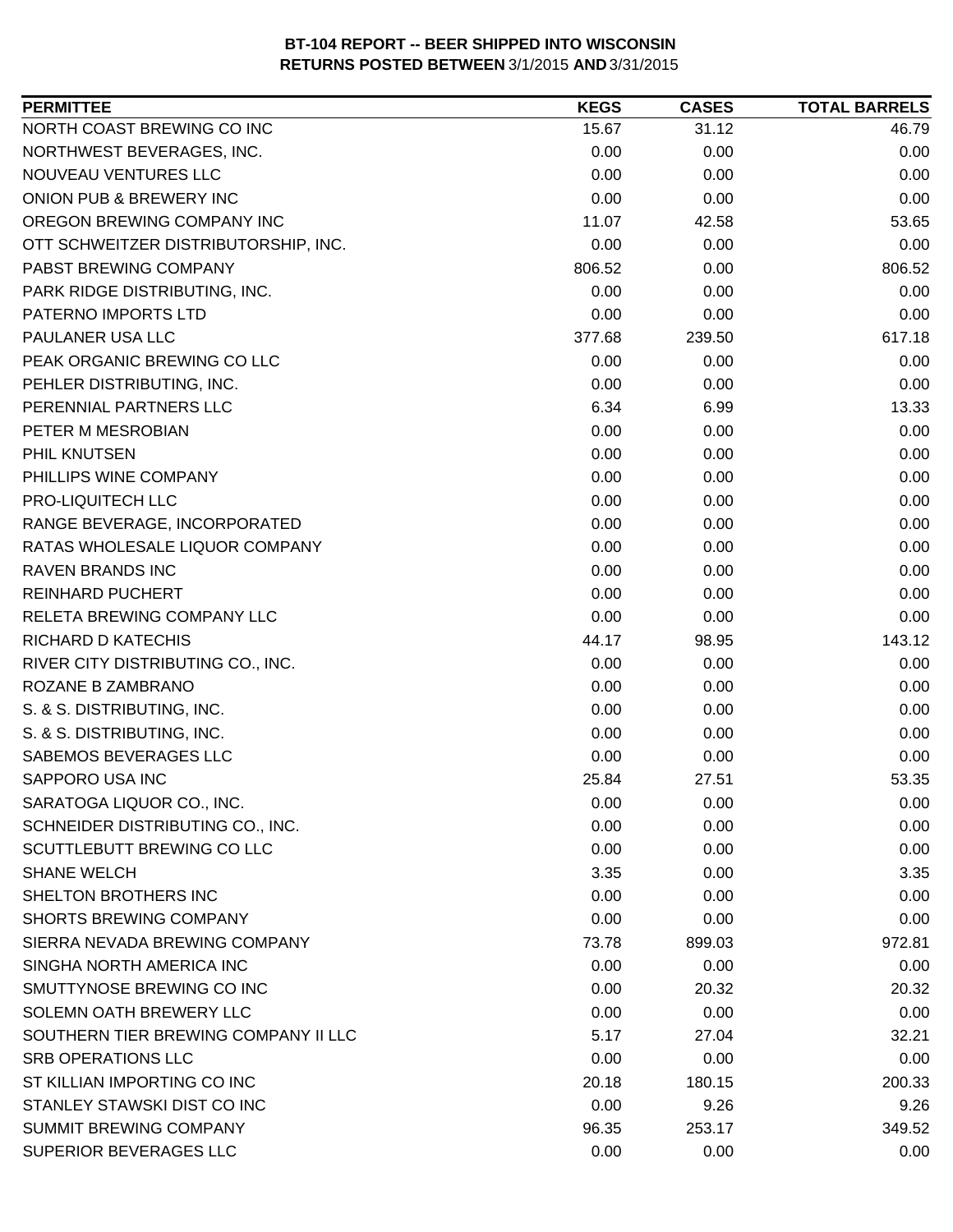**BT-104 REPORT -- BEER SHIPPED INTO WISCONSIN**
**RETURNS POSTED BETWEEN 3/1/2015 AND 3/31/2015**

| PERMITTEE | KEGS | CASES | TOTAL BARRELS |
|---|---|---|---|
| NORTH COAST BREWING CO INC | 15.67 | 31.12 | 46.79 |
| NORTHWEST BEVERAGES, INC. | 0.00 | 0.00 | 0.00 |
| NOUVEAU VENTURES LLC | 0.00 | 0.00 | 0.00 |
| ONION PUB & BREWERY INC | 0.00 | 0.00 | 0.00 |
| OREGON BREWING COMPANY INC | 11.07 | 42.58 | 53.65 |
| OTT SCHWEITZER DISTRIBUTORSHIP, INC. | 0.00 | 0.00 | 0.00 |
| PABST BREWING COMPANY | 806.52 | 0.00 | 806.52 |
| PARK RIDGE DISTRIBUTING, INC. | 0.00 | 0.00 | 0.00 |
| PATERNO IMPORTS LTD | 0.00 | 0.00 | 0.00 |
| PAULANER USA LLC | 377.68 | 239.50 | 617.18 |
| PEAK ORGANIC BREWING CO LLC | 0.00 | 0.00 | 0.00 |
| PEHLER DISTRIBUTING, INC. | 0.00 | 0.00 | 0.00 |
| PERENNIAL PARTNERS LLC | 6.34 | 6.99 | 13.33 |
| PETER M MESROBIAN | 0.00 | 0.00 | 0.00 |
| PHIL KNUTSEN | 0.00 | 0.00 | 0.00 |
| PHILLIPS WINE COMPANY | 0.00 | 0.00 | 0.00 |
| PRO-LIQUITECH LLC | 0.00 | 0.00 | 0.00 |
| RANGE BEVERAGE, INCORPORATED | 0.00 | 0.00 | 0.00 |
| RATAS WHOLESALE LIQUOR COMPANY | 0.00 | 0.00 | 0.00 |
| RAVEN BRANDS INC | 0.00 | 0.00 | 0.00 |
| REINHARD PUCHERT | 0.00 | 0.00 | 0.00 |
| RELETA BREWING COMPANY LLC | 0.00 | 0.00 | 0.00 |
| RICHARD D KATECHIS | 44.17 | 98.95 | 143.12 |
| RIVER CITY DISTRIBUTING CO., INC. | 0.00 | 0.00 | 0.00 |
| ROZANE B ZAMBRANO | 0.00 | 0.00 | 0.00 |
| S. & S. DISTRIBUTING, INC. | 0.00 | 0.00 | 0.00 |
| S. & S. DISTRIBUTING, INC. | 0.00 | 0.00 | 0.00 |
| SABEMOS BEVERAGES LLC | 0.00 | 0.00 | 0.00 |
| SAPPORO USA INC | 25.84 | 27.51 | 53.35 |
| SARATOGA LIQUOR CO., INC. | 0.00 | 0.00 | 0.00 |
| SCHNEIDER DISTRIBUTING CO., INC. | 0.00 | 0.00 | 0.00 |
| SCUTTLEBUTT BREWING CO LLC | 0.00 | 0.00 | 0.00 |
| SHANE WELCH | 3.35 | 0.00 | 3.35 |
| SHELTON BROTHERS INC | 0.00 | 0.00 | 0.00 |
| SHORTS BREWING COMPANY | 0.00 | 0.00 | 0.00 |
| SIERRA NEVADA BREWING COMPANY | 73.78 | 899.03 | 972.81 |
| SINGHA NORTH AMERICA INC | 0.00 | 0.00 | 0.00 |
| SMUTTYNOSE BREWING CO INC | 0.00 | 20.32 | 20.32 |
| SOLEMN OATH BREWERY LLC | 0.00 | 0.00 | 0.00 |
| SOUTHERN TIER BREWING COMPANY II LLC | 5.17 | 27.04 | 32.21 |
| SRB OPERATIONS LLC | 0.00 | 0.00 | 0.00 |
| ST KILLIAN IMPORTING CO INC | 20.18 | 180.15 | 200.33 |
| STANLEY STAWSKI DIST CO INC | 0.00 | 9.26 | 9.26 |
| SUMMIT BREWING COMPANY | 96.35 | 253.17 | 349.52 |
| SUPERIOR BEVERAGES LLC | 0.00 | 0.00 | 0.00 |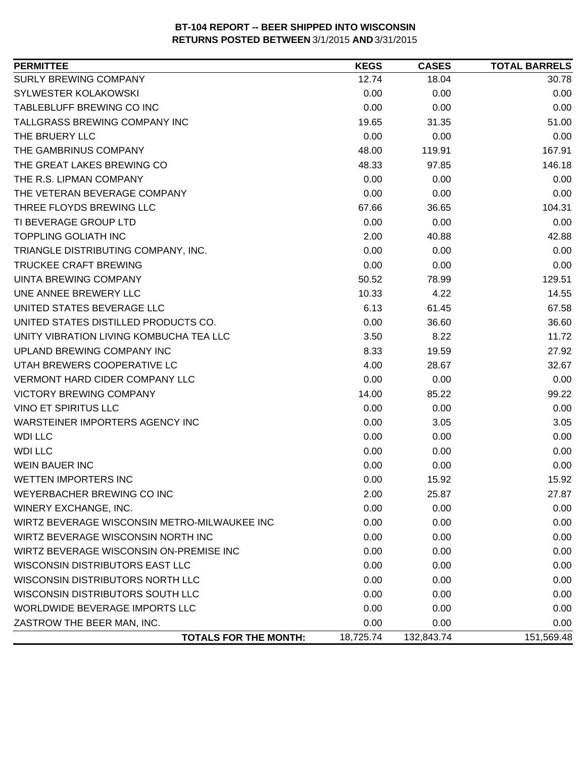**BT-104 REPORT -- BEER SHIPPED INTO WISCONSIN**
**RETURNS POSTED BETWEEN 3/1/2015 AND 3/31/2015**

| PERMITTEE | KEGS | CASES | TOTAL BARRELS |
|---|---|---|---|
| SURLY BREWING COMPANY | 12.74 | 18.04 | 30.78 |
| SYLWESTER KOLAKOWSKI | 0.00 | 0.00 | 0.00 |
| TABLEBLUFF BREWING CO INC | 0.00 | 0.00 | 0.00 |
| TALLGRASS BREWING COMPANY INC | 19.65 | 31.35 | 51.00 |
| THE BRUERY LLC | 0.00 | 0.00 | 0.00 |
| THE GAMBRINUS COMPANY | 48.00 | 119.91 | 167.91 |
| THE GREAT LAKES BREWING CO | 48.33 | 97.85 | 146.18 |
| THE R.S. LIPMAN COMPANY | 0.00 | 0.00 | 0.00 |
| THE VETERAN BEVERAGE COMPANY | 0.00 | 0.00 | 0.00 |
| THREE FLOYDS BREWING LLC | 67.66 | 36.65 | 104.31 |
| TI BEVERAGE GROUP LTD | 0.00 | 0.00 | 0.00 |
| TOPPLING GOLIATH INC | 2.00 | 40.88 | 42.88 |
| TRIANGLE DISTRIBUTING COMPANY, INC. | 0.00 | 0.00 | 0.00 |
| TRUCKEE CRAFT BREWING | 0.00 | 0.00 | 0.00 |
| UINTA BREWING COMPANY | 50.52 | 78.99 | 129.51 |
| UNE ANNEE BREWERY LLC | 10.33 | 4.22 | 14.55 |
| UNITED STATES BEVERAGE LLC | 6.13 | 61.45 | 67.58 |
| UNITED STATES DISTILLED PRODUCTS CO. | 0.00 | 36.60 | 36.60 |
| UNITY VIBRATION LIVING KOMBUCHA TEA LLC | 3.50 | 8.22 | 11.72 |
| UPLAND BREWING COMPANY INC | 8.33 | 19.59 | 27.92 |
| UTAH BREWERS COOPERATIVE LC | 4.00 | 28.67 | 32.67 |
| VERMONT HARD CIDER COMPANY LLC | 0.00 | 0.00 | 0.00 |
| VICTORY BREWING COMPANY | 14.00 | 85.22 | 99.22 |
| VINO ET SPIRITUS LLC | 0.00 | 0.00 | 0.00 |
| WARSTEINER IMPORTERS AGENCY INC | 0.00 | 3.05 | 3.05 |
| WDI LLC | 0.00 | 0.00 | 0.00 |
| WDI LLC | 0.00 | 0.00 | 0.00 |
| WEIN BAUER INC | 0.00 | 0.00 | 0.00 |
| WETTEN IMPORTERS INC | 0.00 | 15.92 | 15.92 |
| WEYERBACHER BREWING CO INC | 2.00 | 25.87 | 27.87 |
| WINERY EXCHANGE, INC. | 0.00 | 0.00 | 0.00 |
| WIRTZ BEVERAGE WISCONSIN METRO-MILWAUKEE INC | 0.00 | 0.00 | 0.00 |
| WIRTZ BEVERAGE WISCONSIN NORTH INC | 0.00 | 0.00 | 0.00 |
| WIRTZ BEVERAGE WISCONSIN ON-PREMISE INC | 0.00 | 0.00 | 0.00 |
| WISCONSIN DISTRIBUTORS EAST LLC | 0.00 | 0.00 | 0.00 |
| WISCONSIN DISTRIBUTORS NORTH LLC | 0.00 | 0.00 | 0.00 |
| WISCONSIN DISTRIBUTORS SOUTH LLC | 0.00 | 0.00 | 0.00 |
| WORLDWIDE BEVERAGE IMPORTS LLC | 0.00 | 0.00 | 0.00 |
| ZASTROW THE BEER MAN, INC. | 0.00 | 0.00 | 0.00 |
| **TOTALS FOR THE MONTH:** | 18,725.74 | 132,843.74 | 151,569.48 |